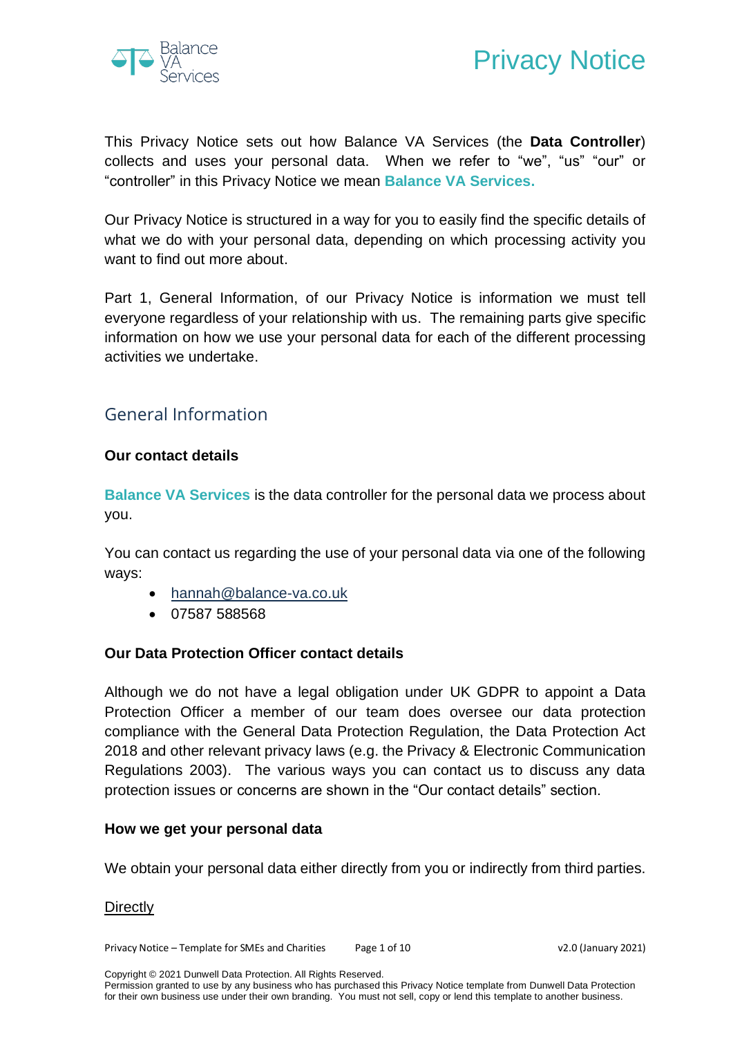# Privacy Notice

This Privacy Notice sets out how Balance VA Services (the **Data Controller**) collects and uses your personal data. When we refer to "we", "us" "our" or "controller" in this Privacy Notice we mean **Balance VA Services.**

Our Privacy Notice is structured in a way for you to easily find the specific details of what we do with your personal data, depending on which processing activity you want to find out more about.

Part 1, General Information, of our Privacy Notice is information we must tell everyone regardless of your relationship with us. The remaining parts give specific information on how we use your personal data for each of the different processing activities we undertake.

## General Information

### Our contact details

**Balance VA Services** is the data controller for the personal data we process about you.

You can contact us regarding the use of your personal data via one of the following ways:

- hannah@balance-va.co.uk
- 07587 588568

### Our Data Protection Officer contact details

Although we do not have a legal obligation under UK GDPR to appoint a Data Protection Officer a member of our team does oversee our data protection compliance with the General Data Protection Regulation, the Data Protection Act 2018 and other relevant privacy laws (e.g. the Privacy & Electronic Communication Regulations 2003). The various ways you can contact us to discuss any data protection issues or concerns are shown in the "Our contact details" section.

### How we get your personal data

We obtain your personal data either directly from you or indirectly from third parties.

Directly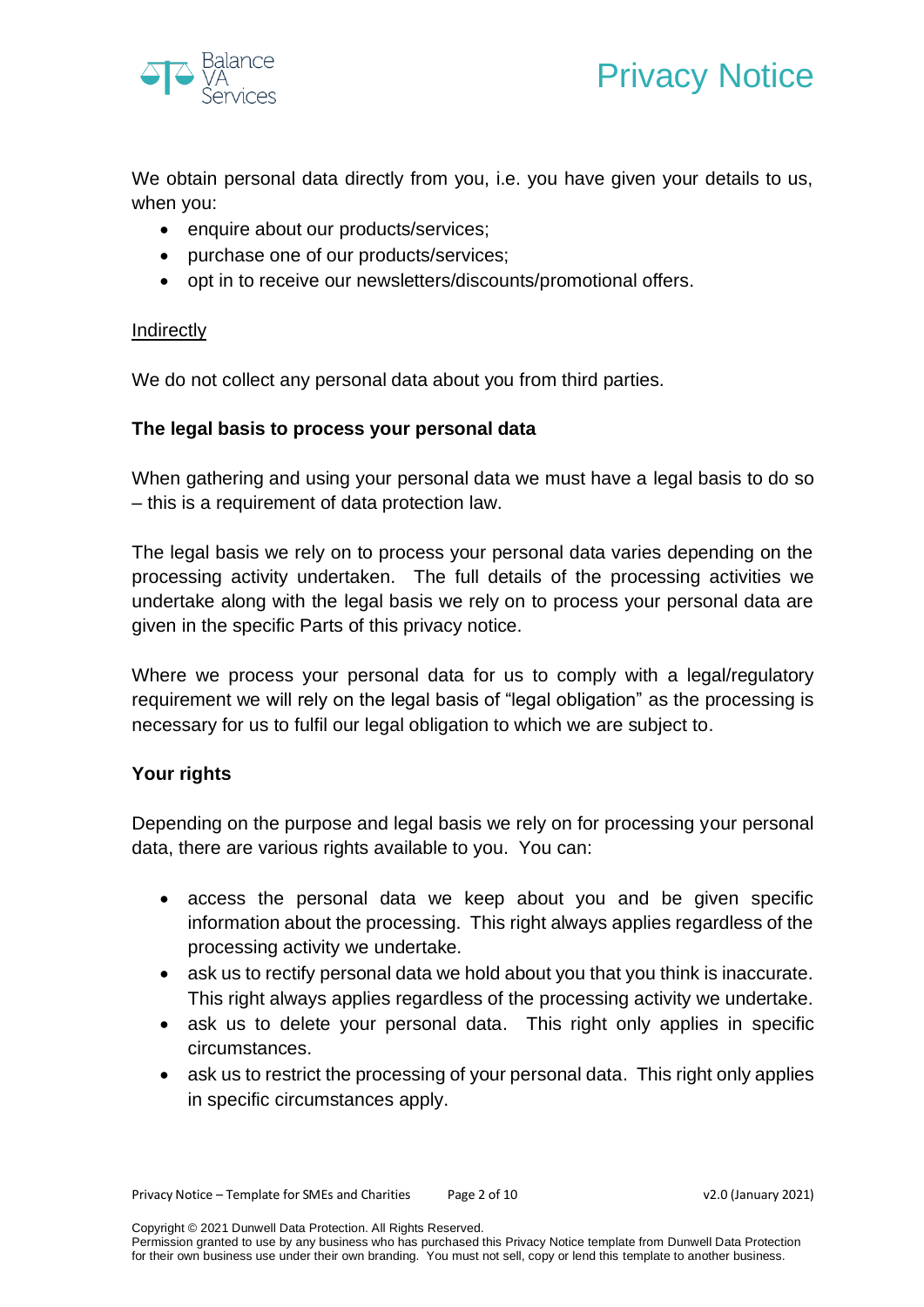We obtain personal data directly from you, i.e. you have given your details to us, when you:

- enquire about our products/services;
- purchase one of our products/services;
- opt in to receive our newsletters/discounts/promotional offers.

<u>Indirectly</u>

We do not collect any personal data about you from third parties.

**The legal basis to process your personal data**

When gathering and using your personal data we must have a legal basis to do so – this is a requirement of data protection law.

The legal basis we rely on to process your personal data varies depending on the processing activity undertaken. The full details of the processing activities we undertake along with the legal basis we rely on to process your personal data are given in the specific Parts of this privacy notice.

Where we process your personal data for us to comply with a legal/regulatory requirement we will rely on the legal basis of "legal obligation" as the processing is necessary for us to fulfil our legal obligation to which we are subject to.

**Your rights**

Depending on the purpose and legal basis we rely on for processing your personal data, there are various rights available to you. You can:

- access the personal data we keep about you and be given specific information about the processing. This right always applies regardless of the processing activity we undertake.
- ask us to rectify personal data we hold about you that you think is inaccurate. This right always applies regardless of the processing activity we undertake.
- ask us to delete your personal data. This right only applies in specific circumstances.
- ask us to restrict the processing of your personal data. This right only applies in specific circumstances apply.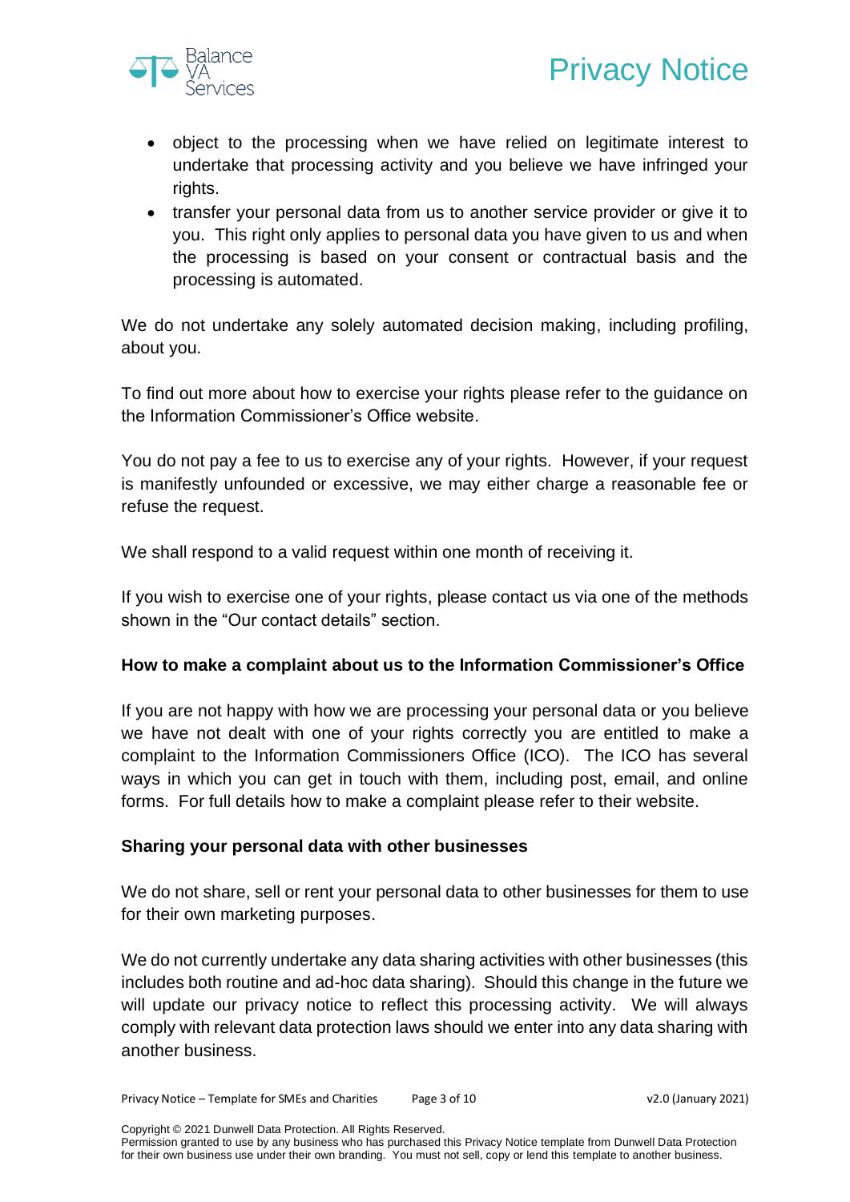- object to the processing when we have relied on legitimate interest to undertake that processing activity and you believe we have infringed your rights.
- transfer your personal data from us to another service provider or give it to you. This right only applies to personal data you have given to us and when the processing is based on your consent or contractual basis and the processing is automated.

We do not undertake any solely automated decision making, including profiling, about you.

To find out more about how to exercise your rights please refer to the guidance on the Information Commissioner's Office website.

You do not pay a fee to us to exercise any of your rights. However, if your request is manifestly unfounded or excessive, we may either charge a reasonable fee or refuse the request.

We shall respond to a valid request within one month of receiving it.

If you wish to exercise one of your rights, please contact us via one of the methods shown in the "Our contact details" section.

**How to make a complaint about us to the Information Commissioner's Office**

If you are not happy with how we are processing your personal data or you believe we have not dealt with one of your rights correctly you are entitled to make a complaint to the Information Commissioners Office (ICO). The ICO has several ways in which you can get in touch with them, including post, email, and online forms. For full details how to make a complaint please refer to their website.

**Sharing your personal data with other businesses**

We do not share, sell or rent your personal data to other businesses for them to use for their own marketing purposes.

We do not currently undertake any data sharing activities with other businesses (this includes both routine and ad-hoc data sharing). Should this change in the future we will update our privacy notice to reflect this processing activity. We will always comply with relevant data protection laws should we enter into any data sharing with another business.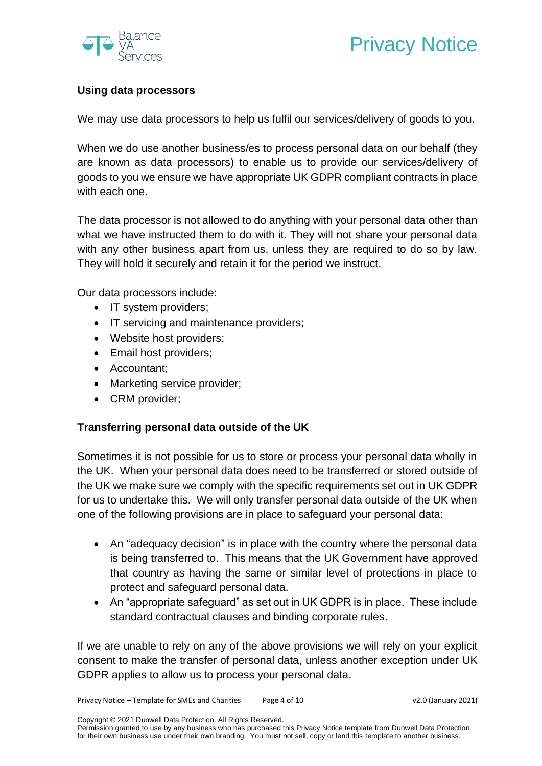### Using data processors

We may use data processors to help us fulfil our services/delivery of goods to you.

When we do use another business/es to process personal data on our behalf (they are known as data processors) to enable us to provide our services/delivery of goods to you we ensure we have appropriate UK GDPR compliant contracts in place with each one.

The data processor is not allowed to do anything with your personal data other than what we have instructed them to do with it. They will not share your personal data with any other business apart from us, unless they are required to do so by law. They will hold it securely and retain it for the period we instruct.

Our data processors include:

- IT system providers;
- IT servicing and maintenance providers;
- Website host providers;
- Email host providers;
- Accountant;
- Marketing service provider;
- CRM provider;

### Transferring personal data outside of the UK

Sometimes it is not possible for us to store or process your personal data wholly in the UK. When your personal data does need to be transferred or stored outside of the UK we make sure we comply with the specific requirements set out in UK GDPR for us to undertake this. We will only transfer personal data outside of the UK when one of the following provisions are in place to safeguard your personal data:

- An "adequacy decision" is in place with the country where the personal data is being transferred to. This means that the UK Government have approved that country as having the same or similar level of protections in place to protect and safeguard personal data.
- An "appropriate safeguard" as set out in UK GDPR is in place. These include standard contractual clauses and binding corporate rules.

If we are unable to rely on any of the above provisions we will rely on your explicit consent to make the transfer of personal data, unless another exception under UK GDPR applies to allow us to process your personal data.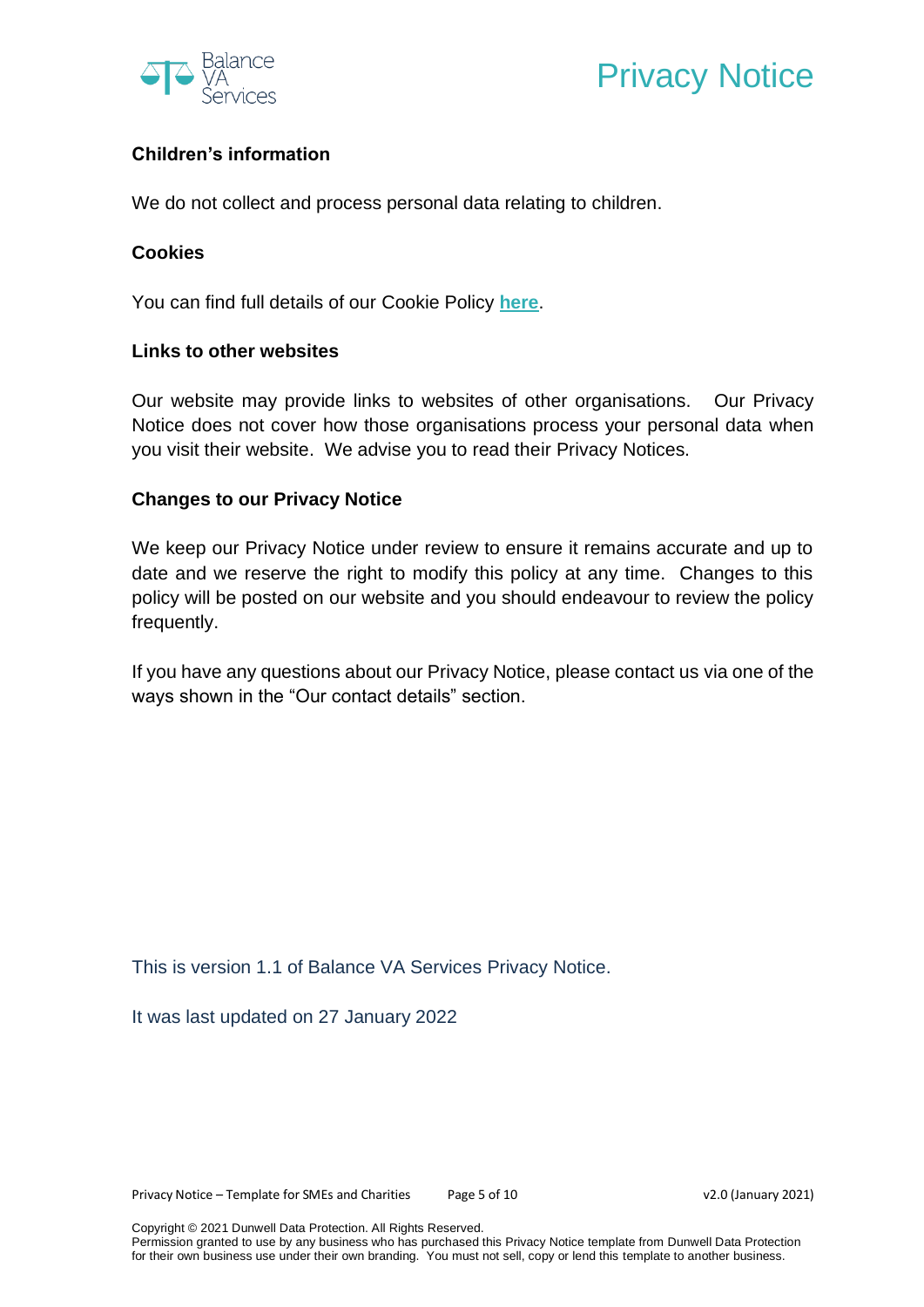### Children's information

We do not collect and process personal data relating to children.

### Cookies

You can find full details of our Cookie Policy **here**.

### Links to other websites

Our website may provide links to websites of other organisations. Our Privacy Notice does not cover how those organisations process your personal data when you visit their website. We advise you to read their Privacy Notices.

### Changes to our Privacy Notice

We keep our Privacy Notice under review to ensure it remains accurate and up to date and we reserve the right to modify this policy at any time. Changes to this policy will be posted on our website and you should endeavour to review the policy frequently.

If you have any questions about our Privacy Notice, please contact us via one of the ways shown in the "Our contact details" section.

This is version 1.1 of Balance VA Services Privacy Notice.

It was last updated on 27 January 2022

Copyright © 2021 Dunwell Data Protection. All Rights Reserved.
Permission granted to use by any business who has purchased this Privacy Notice template from Dunwell Data Protection for their own business use under their own branding. You must not sell, copy or lend this template to another business.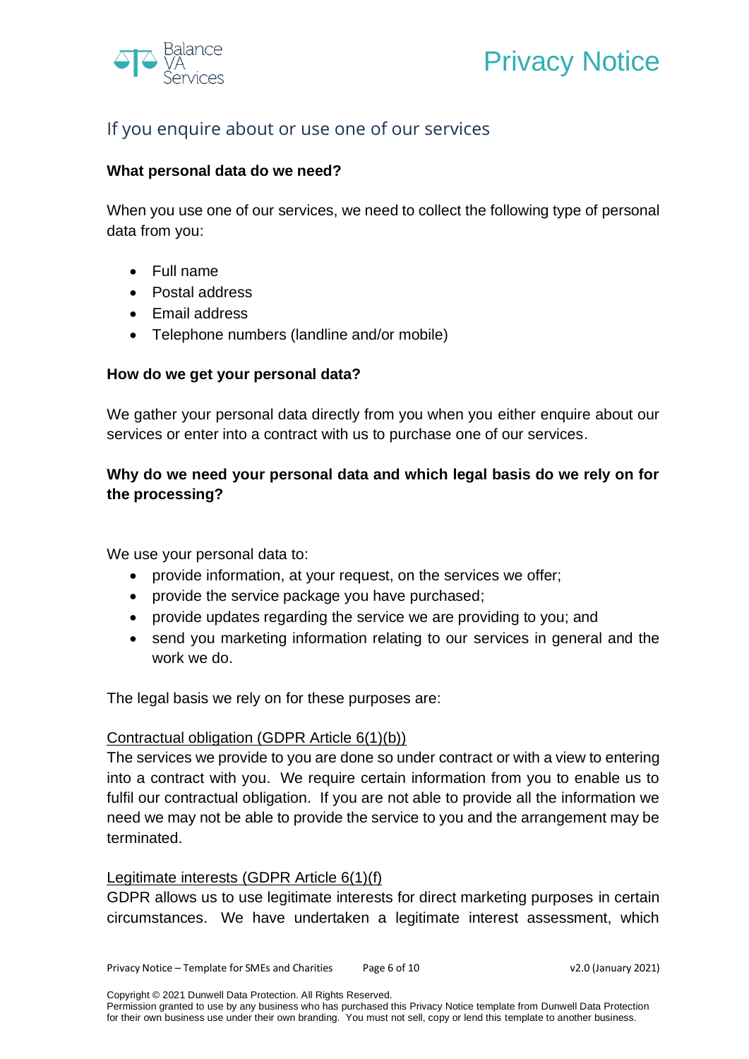## If you enquire about or use one of our services

**What personal data do we need?**

When you use one of our services, we need to collect the following type of personal data from you:

- Full name
- Postal address
- Email address
- Telephone numbers (landline and/or mobile)

**How do we get your personal data?**

We gather your personal data directly from you when you either enquire about our services or enter into a contract with us to purchase one of our services.

**Why do we need your personal data and which legal basis do we rely on for the processing?**

We use your personal data to:

- provide information, at your request, on the services we offer;
- provide the service package you have purchased;
- provide updates regarding the service we are providing to you; and
- send you marketing information relating to our services in general and the work we do.

The legal basis we rely on for these purposes are:

Contractual obligation (GDPR Article 6(1)(b))
The services we provide to you are done so under contract or with a view to entering into a contract with you. We require certain information from you to enable us to fulfil our contractual obligation. If you are not able to provide all the information we need we may not be able to provide the service to you and the arrangement may be terminated.

Legitimate interests (GDPR Article 6(1)(f)
GDPR allows us to use legitimate interests for direct marketing purposes in certain circumstances. We have undertaken a legitimate interest assessment, which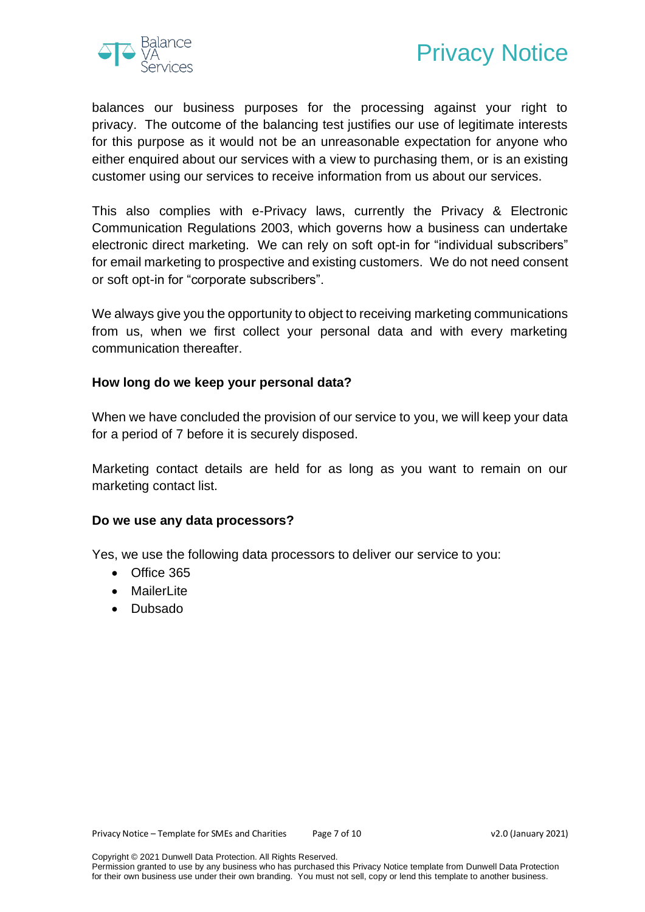balances our business purposes for the processing against your right to privacy. The outcome of the balancing test justifies our use of legitimate interests for this purpose as it would not be an unreasonable expectation for anyone who either enquired about our services with a view to purchasing them, or is an existing customer using our services to receive information from us about our services.

This also complies with e-Privacy laws, currently the Privacy & Electronic Communication Regulations 2003, which governs how a business can undertake electronic direct marketing. We can rely on soft opt-in for "individual subscribers" for email marketing to prospective and existing customers. We do not need consent or soft opt-in for "corporate subscribers".

We always give you the opportunity to object to receiving marketing communications from us, when we first collect your personal data and with every marketing communication thereafter.

**How long do we keep your personal data?**

When we have concluded the provision of our service to you, we will keep your data for a period of 7 before it is securely disposed.

Marketing contact details are held for as long as you want to remain on our marketing contact list.

**Do we use any data processors?**

Yes, we use the following data processors to deliver our service to you:

- Office 365
- MailerLite
- Dubsado

Copyright © 2021 Dunwell Data Protection. All Rights Reserved.
Permission granted to use by any business who has purchased this Privacy Notice template from Dunwell Data Protection for their own business use under their own branding. You must not sell, copy or lend this template to another business.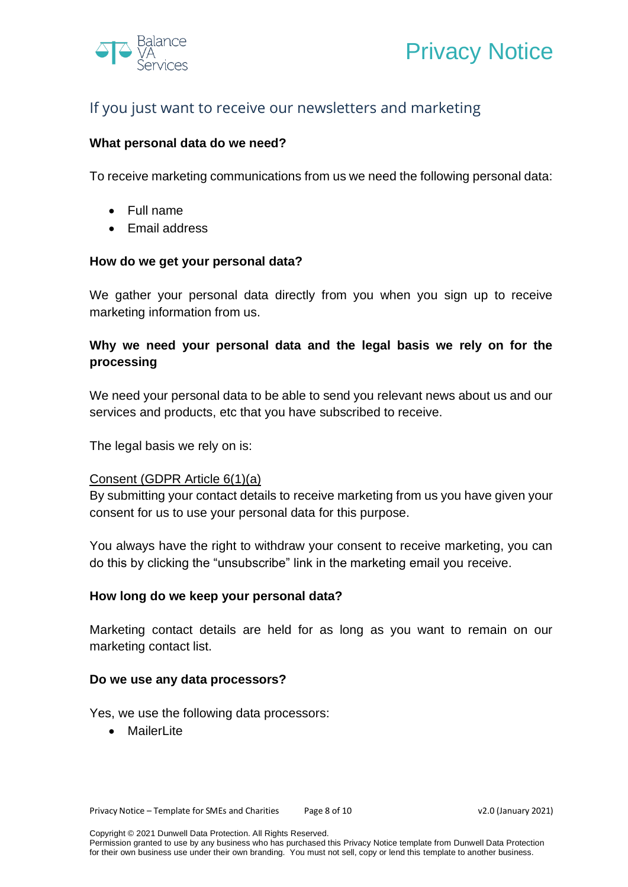## If you just want to receive our newsletters and marketing

**What personal data do we need?**

To receive marketing communications from us we need the following personal data:

- Full name
- Email address

**How do we get your personal data?**

We gather your personal data directly from you when you sign up to receive marketing information from us.

**Why we need your personal data and the legal basis we rely on for the processing**

We need your personal data to be able to send you relevant news about us and our services and products, etc that you have subscribed to receive.

The legal basis we rely on is:

<u>Consent (GDPR Article 6(1)(a)</u>
By submitting your contact details to receive marketing from us you have given your consent for us to use your personal data for this purpose.

You always have the right to withdraw your consent to receive marketing, you can do this by clicking the "unsubscribe" link in the marketing email you receive.

**How long do we keep your personal data?**

Marketing contact details are held for as long as you want to remain on our marketing contact list.

**Do we use any data processors?**

Yes, we use the following data processors:

- MailerLite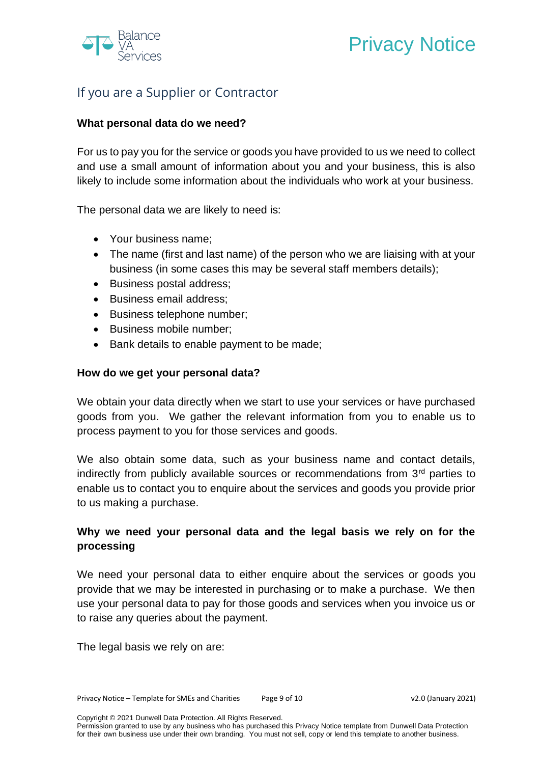## If you are a Supplier or Contractor

**What personal data do we need?**

For us to pay you for the service or goods you have provided to us we need to collect and use a small amount of information about you and your business, this is also likely to include some information about the individuals who work at your business.

The personal data we are likely to need is:

- Your business name;
- The name (first and last name) of the person who we are liaising with at your business (in some cases this may be several staff members details);
- Business postal address;
- Business email address;
- Business telephone number;
- Business mobile number;
- Bank details to enable payment to be made;

**How do we get your personal data?**

We obtain your data directly when we start to use your services or have purchased goods from you. We gather the relevant information from you to enable us to process payment to you for those services and goods.

We also obtain some data, such as your business name and contact details, indirectly from publicly available sources or recommendations from 3rd parties to enable us to contact you to enquire about the services and goods you provide prior to us making a purchase.

**Why we need your personal data and the legal basis we rely on for the processing**

We need your personal data to either enquire about the services or goods you provide that we may be interested in purchasing or to make a purchase. We then use your personal data to pay for those goods and services when you invoice us or to raise any queries about the payment.

The legal basis we rely on are: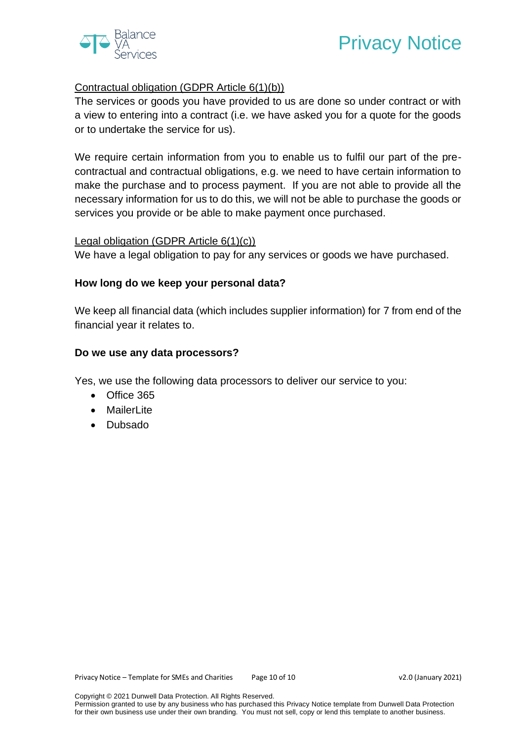Contractual obligation (GDPR Article 6(1)(b))

The services or goods you have provided to us are done so under contract or with a view to entering into a contract (i.e. we have asked you for a quote for the goods or to undertake the service for us).

We require certain information from you to enable us to fulfil our part of the pre-contractual and contractual obligations, e.g. we need to have certain information to make the purchase and to process payment. If you are not able to provide all the necessary information for us to do this, we will not be able to purchase the goods or services you provide or be able to make payment once purchased.

Legal obligation (GDPR Article 6(1)(c))

We have a legal obligation to pay for any services or goods we have purchased.

**How long do we keep your personal data?**

We keep all financial data (which includes supplier information) for 7 from end of the financial year it relates to.

**Do we use any data processors?**

Yes, we use the following data processors to deliver our service to you:

- Office 365
- MailerLite
- Dubsado